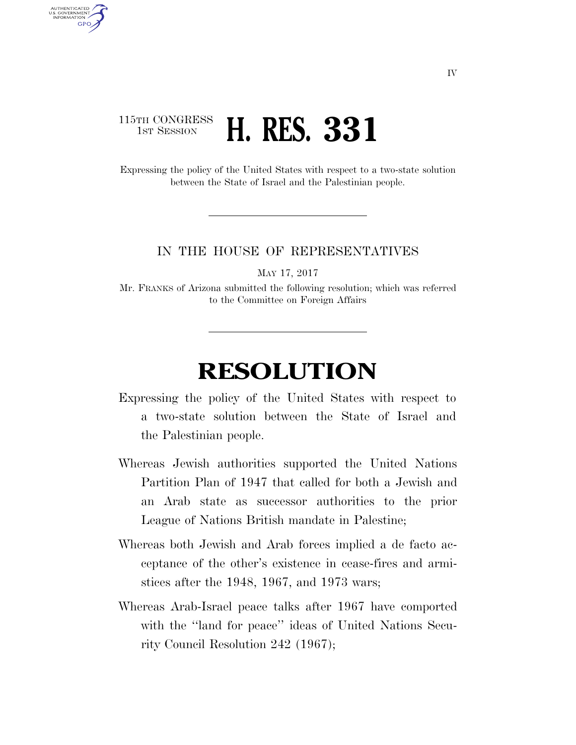115TH CONGRESS
1ST SESSION

# H. RES. 331

Expressing the policy of the United States with respect to a two-state solution between the State of Israel and the Palestinian people.

---

IN THE HOUSE OF REPRESENTATIVES

MAY 17, 2017

Mr. FRANKS of Arizona submitted the following resolution; which was referred to the Committee on Foreign Affairs

---

# RESOLUTION

Expressing the policy of the United States with respect to a two-state solution between the State of Israel and the Palestinian people.

Whereas Jewish authorities supported the United Nations Partition Plan of 1947 that called for both a Jewish and an Arab state as successor authorities to the prior League of Nations British mandate in Palestine;

Whereas both Jewish and Arab forces implied a de facto acceptance of the other's existence in cease-fires and armistices after the 1948, 1967, and 1973 wars;

Whereas Arab-Israel peace talks after 1967 have comported with the "land for peace" ideas of United Nations Security Council Resolution 242 (1967);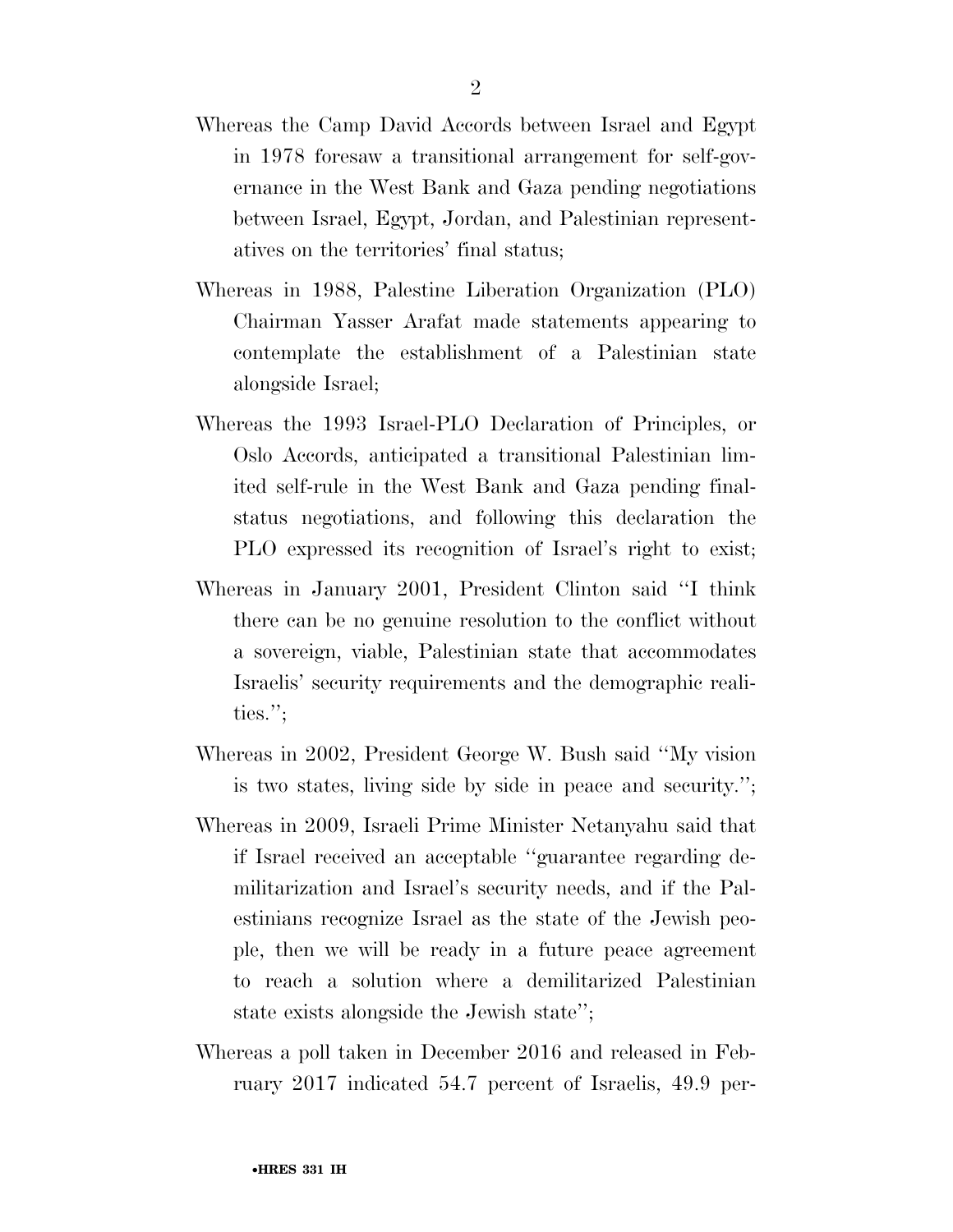Whereas the Camp David Accords between Israel and Egypt in 1978 foresaw a transitional arrangement for self-governance in the West Bank and Gaza pending negotiations between Israel, Egypt, Jordan, and Palestinian representatives on the territories' final status;

Whereas in 1988, Palestine Liberation Organization (PLO) Chairman Yasser Arafat made statements appearing to contemplate the establishment of a Palestinian state alongside Israel;

Whereas the 1993 Israel-PLO Declaration of Principles, or Oslo Accords, anticipated a transitional Palestinian limited self-rule in the West Bank and Gaza pending final-status negotiations, and following this declaration the PLO expressed its recognition of Israel's right to exist;

Whereas in January 2001, President Clinton said "I think there can be no genuine resolution to the conflict without a sovereign, viable, Palestinian state that accommodates Israelis' security requirements and the demographic realities.";

Whereas in 2002, President George W. Bush said "My vision is two states, living side by side in peace and security.";

Whereas in 2009, Israeli Prime Minister Netanyahu said that if Israel received an acceptable "guarantee regarding demilitarization and Israel's security needs, and if the Palestinians recognize Israel as the state of the Jewish people, then we will be ready in a future peace agreement to reach a solution where a demilitarized Palestinian state exists alongside the Jewish state";

Whereas a poll taken in December 2016 and released in February 2017 indicated 54.7 percent of Israelis, 49.9 per-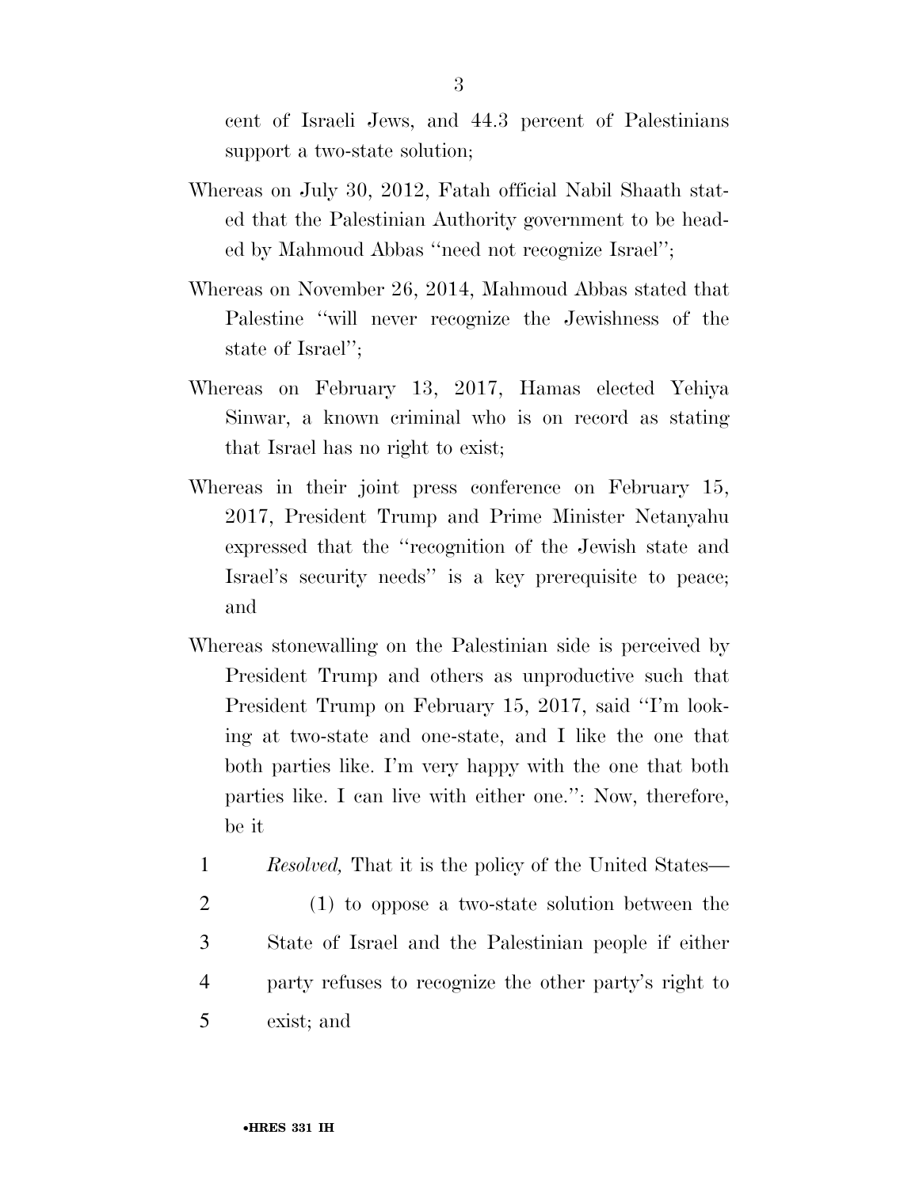cent of Israeli Jews, and 44.3 percent of Palestinians support a two-state solution;

Whereas on July 30, 2012, Fatah official Nabil Shaath stated that the Palestinian Authority government to be headed by Mahmoud Abbas ''need not recognize Israel'';

Whereas on November 26, 2014, Mahmoud Abbas stated that Palestine ''will never recognize the Jewishness of the state of Israel'';

Whereas on February 13, 2017, Hamas elected Yehiya Sinwar, a known criminal who is on record as stating that Israel has no right to exist;

Whereas in their joint press conference on February 15, 2017, President Trump and Prime Minister Netanyahu expressed that the ''recognition of the Jewish state and Israel's security needs'' is a key prerequisite to peace; and

Whereas stonewalling on the Palestinian side is perceived by President Trump and others as unproductive such that President Trump on February 15, 2017, said ''I'm looking at two-state and one-state, and I like the one that both parties like. I'm very happy with the one that both parties like. I can live with either one.'': Now, therefore, be it

1 *Resolved,* That it is the policy of the United States—

2 (1) to oppose a two-state solution between the
3 State of Israel and the Palestinian people if either
4 party refuses to recognize the other party's right to
5 exist; and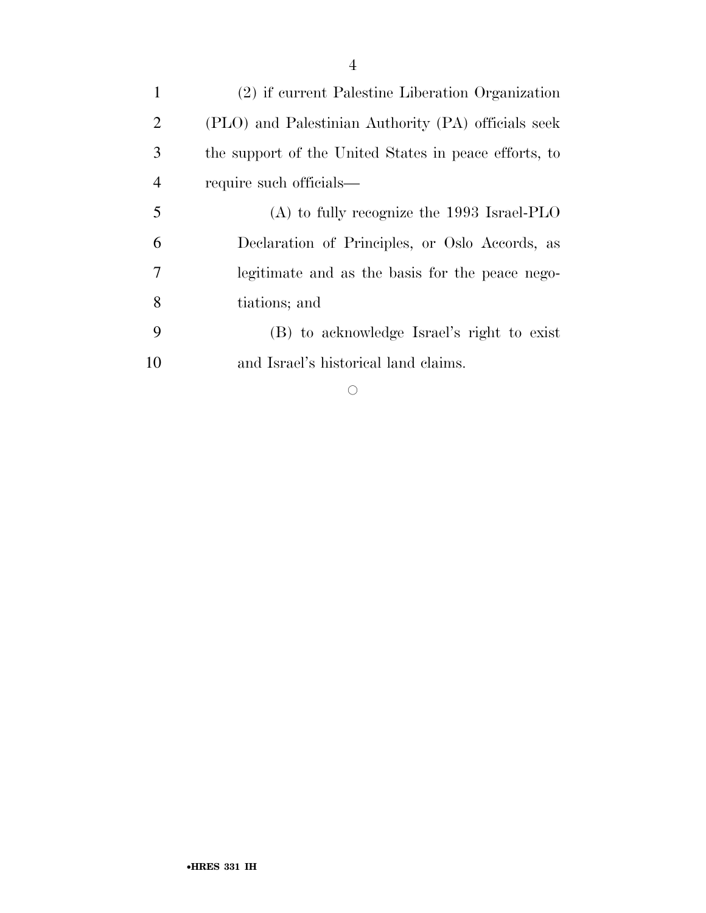(2) if current Palestine Liberation Organization (PLO) and Palestinian Authority (PA) officials seek the support of the United States in peace efforts, to require such officials—

(A) to fully recognize the 1993 Israel-PLO Declaration of Principles, or Oslo Accords, as legitimate and as the basis for the peace negotiations; and

(B) to acknowledge Israel's right to exist and Israel's historical land claims.

○